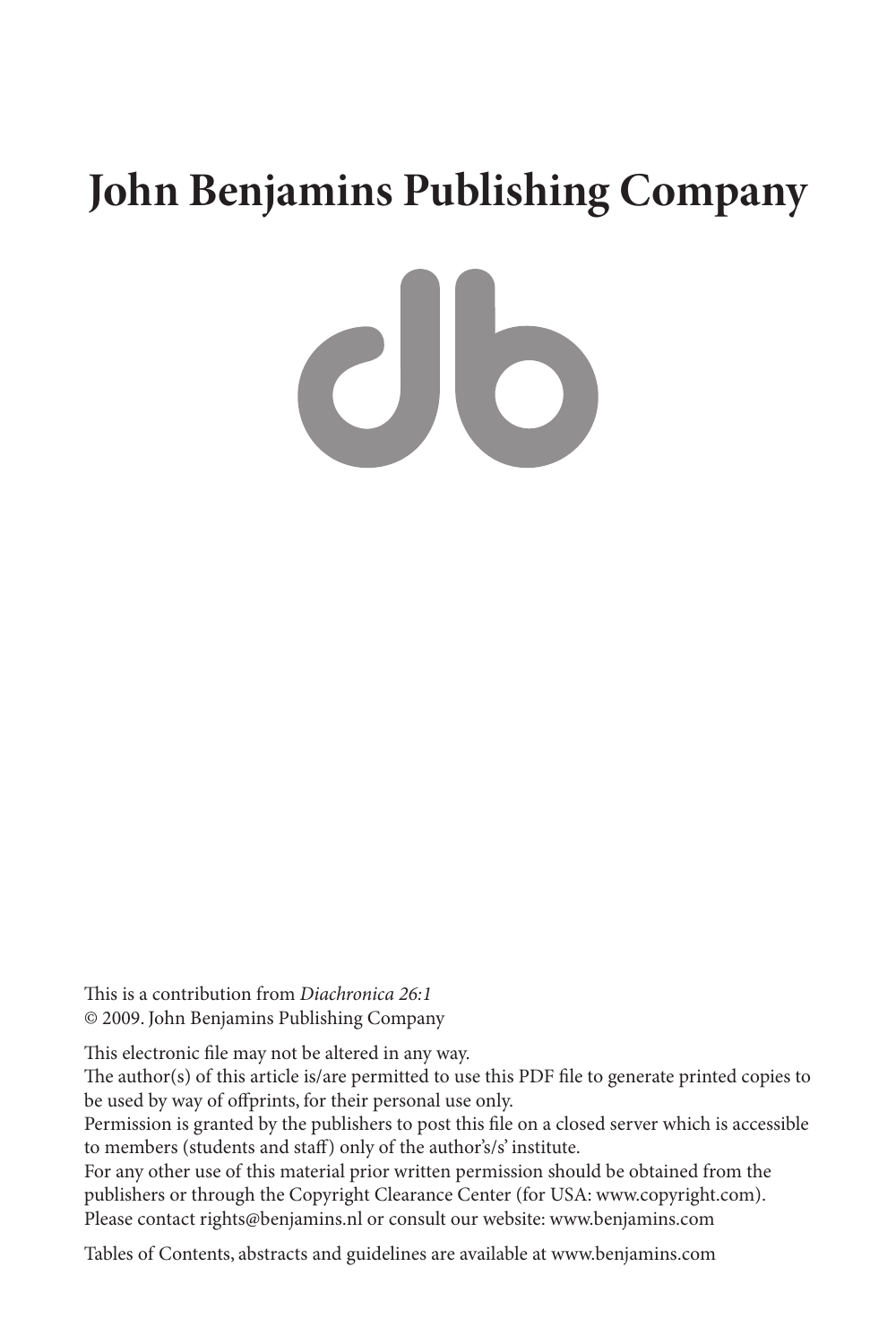# John Benjamins Publishing Company

This is a contribution from *Diachronica 26:1*
© 2009. John Benjamins Publishing Company

This electronic file may not be altered in any way.
The author(s) of this article is/are permitted to use this PDF file to generate printed copies to be used by way of offprints, for their personal use only.
Permission is granted by the publishers to post this file on a closed server which is accessible to members (students and staff) only of the author's/s' institute.
For any other use of this material prior written permission should be obtained from the publishers or through the Copyright Clearance Center (for USA: www.copyright.com).
Please contact rights@benjamins.nl or consult our website: www.benjamins.com

Tables of Contents, abstracts and guidelines are available at www.benjamins.com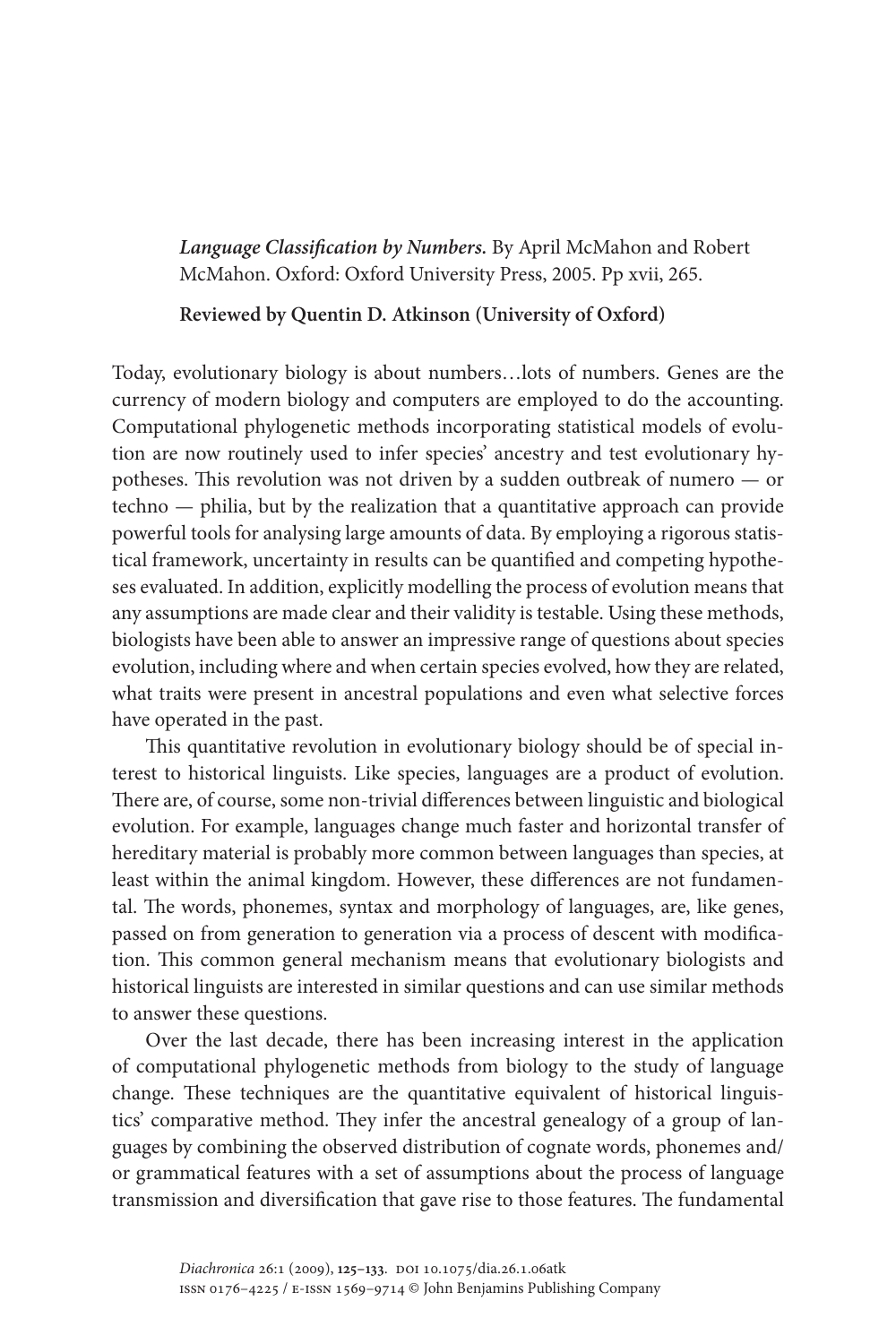*Language Classification by Numbers.* By April McMahon and Robert McMahon. Oxford: Oxford University Press, 2005. Pp xvii, 265.

**Reviewed by Quentin D. Atkinson (University of Oxford)**

Today, evolutionary biology is about numbers…lots of numbers. Genes are the currency of modern biology and computers are employed to do the accounting. Computational phylogenetic methods incorporating statistical models of evolution are now routinely used to infer species' ancestry and test evolutionary hypotheses. This revolution was not driven by a sudden outbreak of numero — or techno — philia, but by the realization that a quantitative approach can provide powerful tools for analysing large amounts of data. By employing a rigorous statistical framework, uncertainty in results can be quantified and competing hypotheses evaluated. In addition, explicitly modelling the process of evolution means that any assumptions are made clear and their validity is testable. Using these methods, biologists have been able to answer an impressive range of questions about species evolution, including where and when certain species evolved, how they are related, what traits were present in ancestral populations and even what selective forces have operated in the past.

This quantitative revolution in evolutionary biology should be of special interest to historical linguists. Like species, languages are a product of evolution. There are, of course, some non-trivial differences between linguistic and biological evolution. For example, languages change much faster and horizontal transfer of hereditary material is probably more common between languages than species, at least within the animal kingdom. However, these differences are not fundamental. The words, phonemes, syntax and morphology of languages, are, like genes, passed on from generation to generation via a process of descent with modification. This common general mechanism means that evolutionary biologists and historical linguists are interested in similar questions and can use similar methods to answer these questions.

Over the last decade, there has been increasing interest in the application of computational phylogenetic methods from biology to the study of language change. These techniques are the quantitative equivalent of historical linguistics' comparative method. They infer the ancestral genealogy of a group of languages by combining the observed distribution of cognate words, phonemes and/or grammatical features with a set of assumptions about the process of language transmission and diversification that gave rise to those features. The fundamental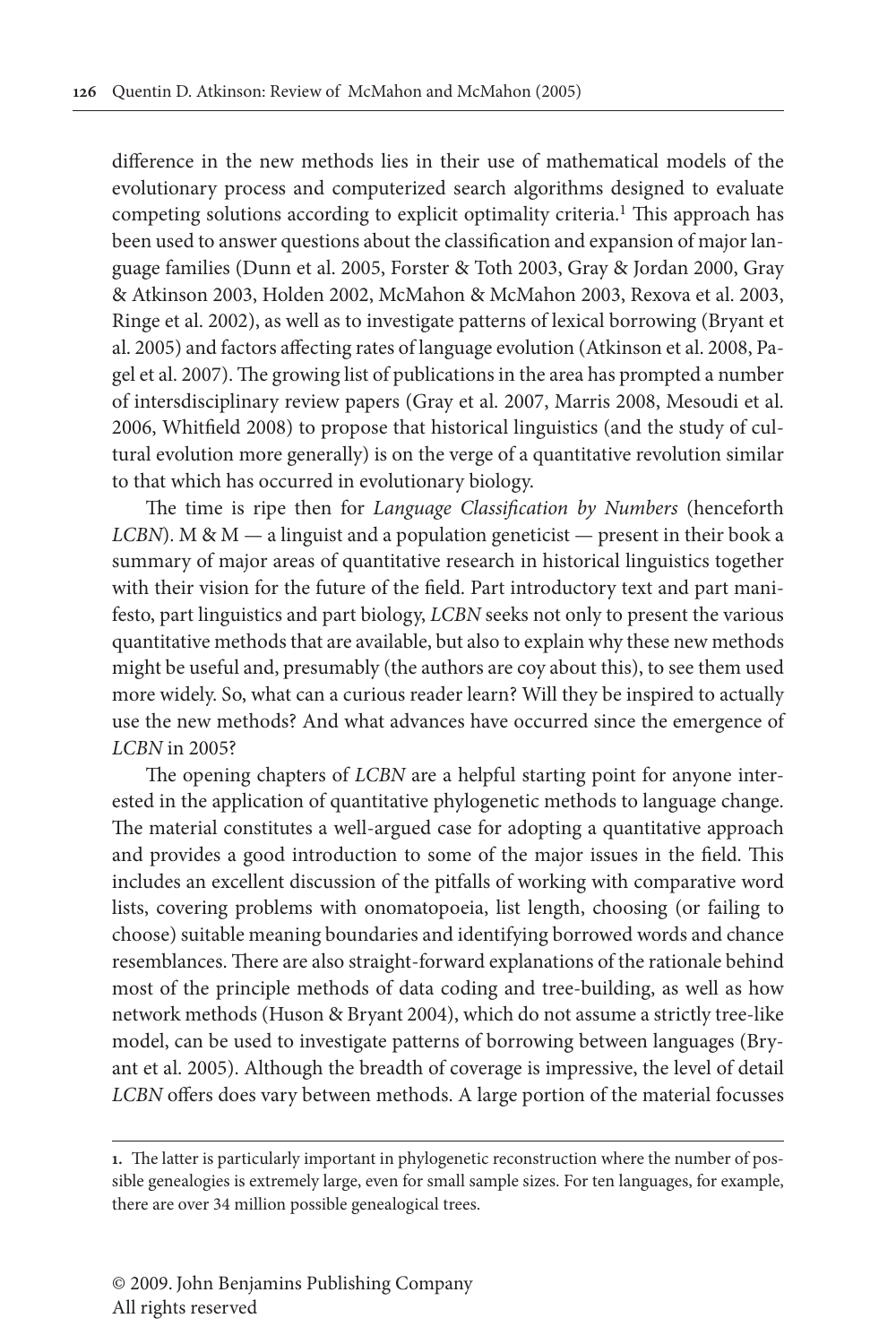difference in the new methods lies in their use of mathematical models of the evolutionary process and computerized search algorithms designed to evaluate competing solutions according to explicit optimality criteria.[1] This approach has been used to answer questions about the classification and expansion of major language families (Dunn et al. 2005, Forster & Toth 2003, Gray & Jordan 2000, Gray & Atkinson 2003, Holden 2002, McMahon & McMahon 2003, Rexova et al. 2003, Ringe et al. 2002), as well as to investigate patterns of lexical borrowing (Bryant et al. 2005) and factors affecting rates of language evolution (Atkinson et al. 2008, Pagel et al. 2007). The growing list of publications in the area has prompted a number of intersdisciplinary review papers (Gray et al. 2007, Marris 2008, Mesoudi et al. 2006, Whitfield 2008) to propose that historical linguistics (and the study of cultural evolution more generally) is on the verge of a quantitative revolution similar to that which has occurred in evolutionary biology.

The time is ripe then for *Language Classification by Numbers* (henceforth *LCBN*). M & M — a linguist and a population geneticist — present in their book a summary of major areas of quantitative research in historical linguistics together with their vision for the future of the field. Part introductory text and part manifesto, part linguistics and part biology, *LCBN* seeks not only to present the various quantitative methods that are available, but also to explain why these new methods might be useful and, presumably (the authors are coy about this), to see them used more widely. So, what can a curious reader learn? Will they be inspired to actually use the new methods? And what advances have occurred since the emergence of *LCBN* in 2005?

The opening chapters of *LCBN* are a helpful starting point for anyone interested in the application of quantitative phylogenetic methods to language change. The material constitutes a well-argued case for adopting a quantitative approach and provides a good introduction to some of the major issues in the field. This includes an excellent discussion of the pitfalls of working with comparative word lists, covering problems with onomatopoeia, list length, choosing (or failing to choose) suitable meaning boundaries and identifying borrowed words and chance resemblances. There are also straight-forward explanations of the rationale behind most of the principle methods of data coding and tree-building, as well as how network methods (Huson & Bryant 2004), which do not assume a strictly tree-like model, can be used to investigate patterns of borrowing between languages (Bryant et al. 2005). Although the breadth of coverage is impressive, the level of detail *LCBN* offers does vary between methods. A large portion of the material focusses

---

**1.** The latter is particularly important in phylogenetic reconstruction where the number of possible genealogies is extremely large, even for small sample sizes. For ten languages, for example, there are over 34 million possible genealogical trees.

© 2009. John Benjamins Publishing Company
All rights reserved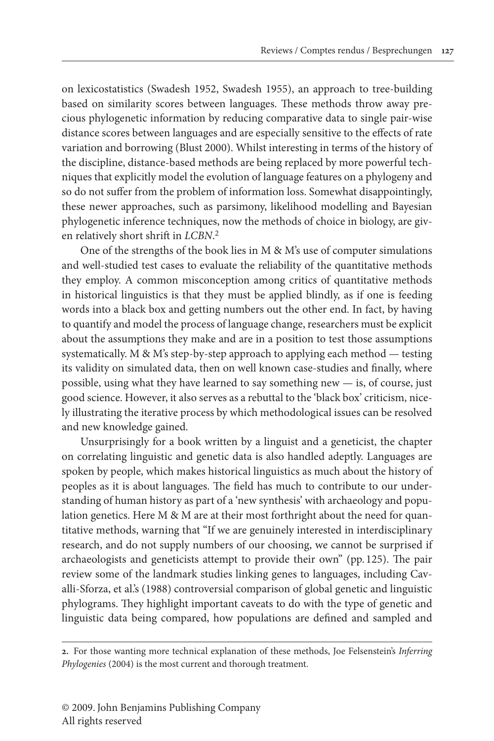on lexicostatistics (Swadesh 1952, Swadesh 1955), an approach to tree-building based on similarity scores between languages. These methods throw away precious phylogenetic information by reducing comparative data to single pair-wise distance scores between languages and are especially sensitive to the effects of rate variation and borrowing (Blust 2000). Whilst interesting in terms of the history of the discipline, distance-based methods are being replaced by more powerful techniques that explicitly model the evolution of language features on a phylogeny and so do not suffer from the problem of information loss. Somewhat disappointingly, these newer approaches, such as parsimony, likelihood modelling and Bayesian phylogenetic inference techniques, now the methods of choice in biology, are given relatively short shrift in *LCBN*.[2]

One of the strengths of the book lies in M & M's use of computer simulations and well-studied test cases to evaluate the reliability of the quantitative methods they employ. A common misconception among critics of quantitative methods in historical linguistics is that they must be applied blindly, as if one is feeding words into a black box and getting numbers out the other end. In fact, by having to quantify and model the process of language change, researchers must be explicit about the assumptions they make and are in a position to test those assumptions systematically. M & M's step-by-step approach to applying each method — testing its validity on simulated data, then on well known case-studies and finally, where possible, using what they have learned to say something new — is, of course, just good science. However, it also serves as a rebuttal to the 'black box' criticism, nicely illustrating the iterative process by which methodological issues can be resolved and new knowledge gained.

Unsurprisingly for a book written by a linguist and a geneticist, the chapter on correlating linguistic and genetic data is also handled adeptly. Languages are spoken by people, which makes historical linguistics as much about the history of peoples as it is about languages. The field has much to contribute to our understanding of human history as part of a 'new synthesis' with archaeology and population genetics. Here M & M are at their most forthright about the need for quantitative methods, warning that "If we are genuinely interested in interdisciplinary research, and do not supply numbers of our choosing, we cannot be surprised if archaeologists and geneticists attempt to provide their own" (pp. 125). The pair review some of the landmark studies linking genes to languages, including Cavalli-Sforza, et al.'s (1988) controversial comparison of global genetic and linguistic phylograms. They highlight important caveats to do with the type of genetic and linguistic data being compared, how populations are defined and sampled and

**2.** For those wanting more technical explanation of these methods, Joe Felsenstein's *Inferring Phylogenies* (2004) is the most current and thorough treatment.

© 2009. John Benjamins Publishing Company
All rights reserved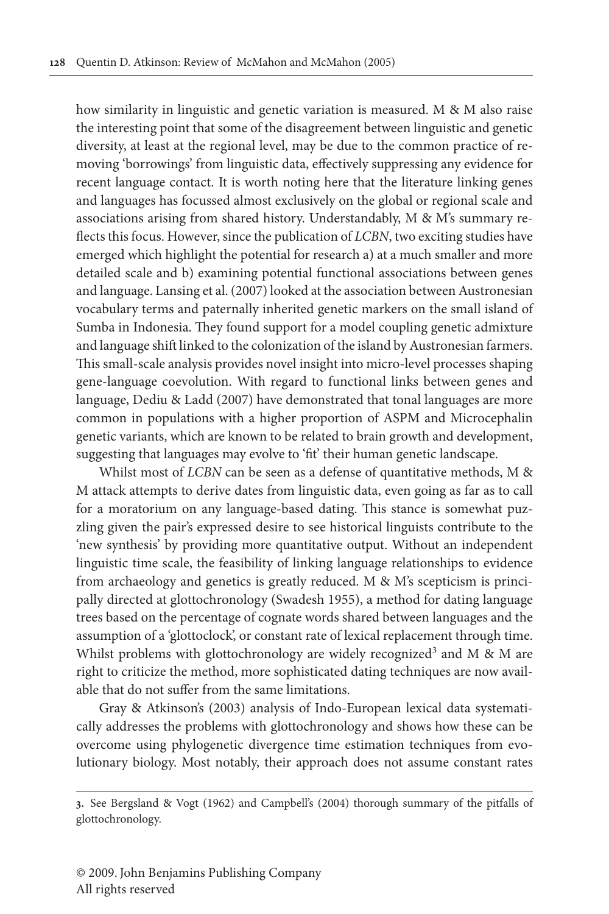how similarity in linguistic and genetic variation is measured. M & M also raise the interesting point that some of the disagreement between linguistic and genetic diversity, at least at the regional level, may be due to the common practice of removing 'borrowings' from linguistic data, effectively suppressing any evidence for recent language contact. It is worth noting here that the literature linking genes and languages has focussed almost exclusively on the global or regional scale and associations arising from shared history. Understandably, M & M's summary reflects this focus. However, since the publication of *LCBN*, two exciting studies have emerged which highlight the potential for research a) at a much smaller and more detailed scale and b) examining potential functional associations between genes and language. Lansing et al. (2007) looked at the association between Austronesian vocabulary terms and paternally inherited genetic markers on the small island of Sumba in Indonesia. They found support for a model coupling genetic admixture and language shift linked to the colonization of the island by Austronesian farmers. This small-scale analysis provides novel insight into micro-level processes shaping gene-language coevolution. With regard to functional links between genes and language, Dediu & Ladd (2007) have demonstrated that tonal languages are more common in populations with a higher proportion of ASPM and Microcephalin genetic variants, which are known to be related to brain growth and development, suggesting that languages may evolve to 'fit' their human genetic landscape.

Whilst most of *LCBN* can be seen as a defense of quantitative methods, M & M attack attempts to derive dates from linguistic data, even going as far as to call for a moratorium on any language-based dating. This stance is somewhat puzzling given the pair's expressed desire to see historical linguists contribute to the 'new synthesis' by providing more quantitative output. Without an independent linguistic time scale, the feasibility of linking language relationships to evidence from archaeology and genetics is greatly reduced. M & M's scepticism is principally directed at glottochronology (Swadesh 1955), a method for dating language trees based on the percentage of cognate words shared between languages and the assumption of a 'glottoclock', or constant rate of lexical replacement through time. Whilst problems with glottochronology are widely recognized[3] and M & M are right to criticize the method, more sophisticated dating techniques are now available that do not suffer from the same limitations.

Gray & Atkinson's (2003) analysis of Indo-European lexical data systematically addresses the problems with glottochronology and shows how these can be overcome using phylogenetic divergence time estimation techniques from evolutionary biology. Most notably, their approach does not assume constant rates

3. See Bergsland & Vogt (1962) and Campbell's (2004) thorough summary of the pitfalls of glottochronology.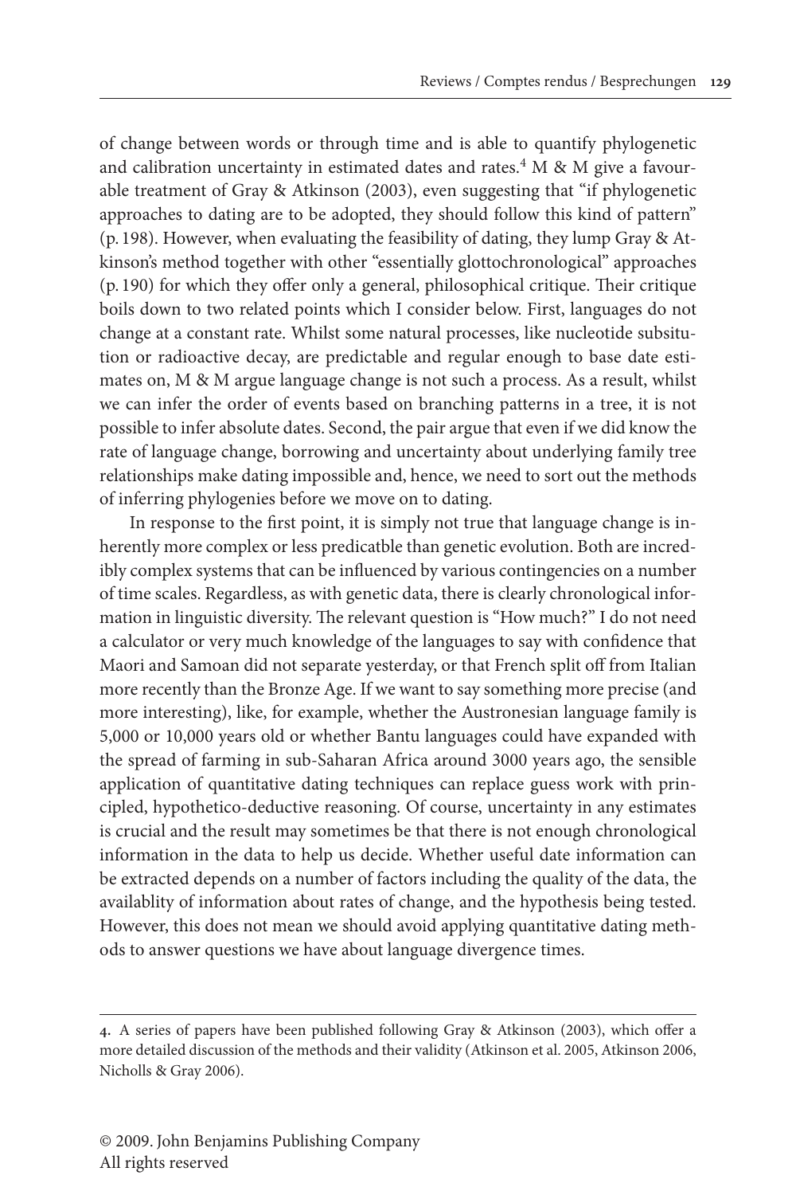of change between words or through time and is able to quantify phylogenetic and calibration uncertainty in estimated dates and rates.[4] M & M give a favourable treatment of Gray & Atkinson (2003), even suggesting that "if phylogenetic approaches to dating are to be adopted, they should follow this kind of pattern" (p. 198). However, when evaluating the feasibility of dating, they lump Gray & Atkinson's method together with other "essentially glottochronological" approaches (p. 190) for which they offer only a general, philosophical critique. Their critique boils down to two related points which I consider below. First, languages do not change at a constant rate. Whilst some natural processes, like nucleotide subsitution or radioactive decay, are predictable and regular enough to base date estimates on, M & M argue language change is not such a process. As a result, whilst we can infer the order of events based on branching patterns in a tree, it is not possible to infer absolute dates. Second, the pair argue that even if we did know the rate of language change, borrowing and uncertainty about underlying family tree relationships make dating impossible and, hence, we need to sort out the methods of inferring phylogenies before we move on to dating.

In response to the first point, it is simply not true that language change is inherently more complex or less predicatble than genetic evolution. Both are incredibly complex systems that can be influenced by various contingencies on a number of time scales. Regardless, as with genetic data, there is clearly chronological information in linguistic diversity. The relevant question is "How much?" I do not need a calculator or very much knowledge of the languages to say with confidence that Maori and Samoan did not separate yesterday, or that French split off from Italian more recently than the Bronze Age. If we want to say something more precise (and more interesting), like, for example, whether the Austronesian language family is 5,000 or 10,000 years old or whether Bantu languages could have expanded with the spread of farming in sub-Saharan Africa around 3000 years ago, the sensible application of quantitative dating techniques can replace guess work with principled, hypothetico-deductive reasoning. Of course, uncertainty in any estimates is crucial and the result may sometimes be that there is not enough chronological information in the data to help us decide. Whether useful date information can be extracted depends on a number of factors including the quality of the data, the availablity of information about rates of change, and the hypothesis being tested. However, this does not mean we should avoid applying quantitative dating methods to answer questions we have about language divergence times.

---

**4.** A series of papers have been published following Gray & Atkinson (2003), which offer a more detailed discussion of the methods and their validity (Atkinson et al. 2005, Atkinson 2006, Nicholls & Gray 2006).

© 2009. John Benjamins Publishing Company
All rights reserved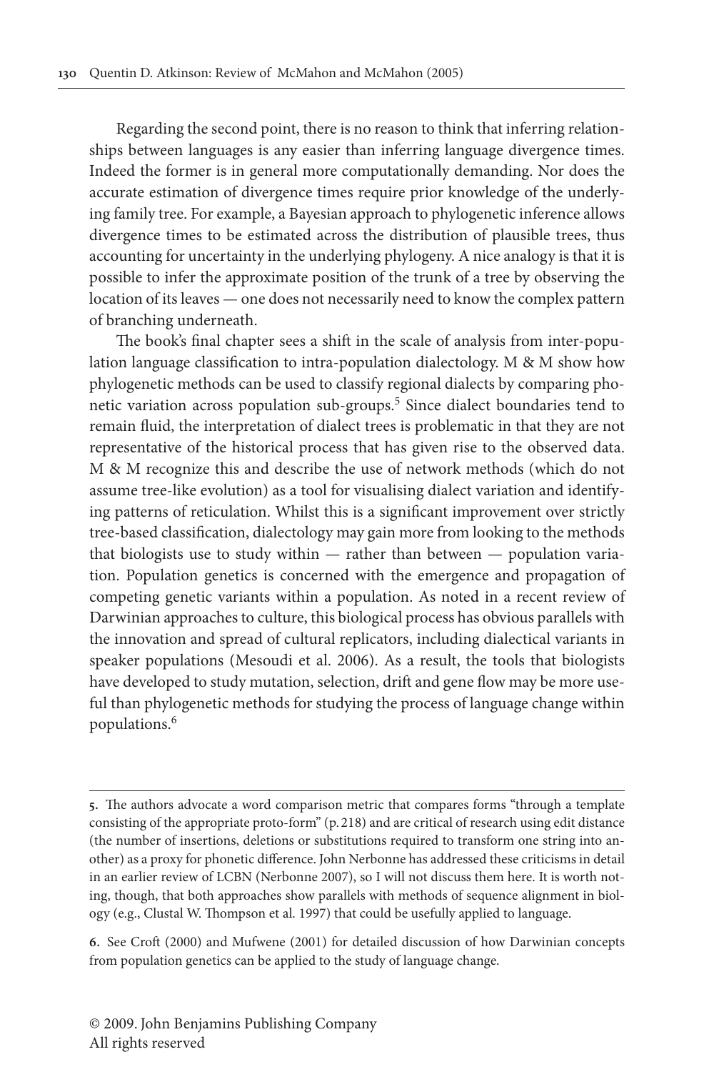Regarding the second point, there is no reason to think that inferring relationships between languages is any easier than inferring language divergence times. Indeed the former is in general more computationally demanding. Nor does the accurate estimation of divergence times require prior knowledge of the underlying family tree. For example, a Bayesian approach to phylogenetic inference allows divergence times to be estimated across the distribution of plausible trees, thus accounting for uncertainty in the underlying phylogeny. A nice analogy is that it is possible to infer the approximate position of the trunk of a tree by observing the location of its leaves — one does not necessarily need to know the complex pattern of branching underneath.

The book's final chapter sees a shift in the scale of analysis from inter-population language classification to intra-population dialectology. M & M show how phylogenetic methods can be used to classify regional dialects by comparing phonetic variation across population sub-groups.[5] Since dialect boundaries tend to remain fluid, the interpretation of dialect trees is problematic in that they are not representative of the historical process that has given rise to the observed data. M & M recognize this and describe the use of network methods (which do not assume tree-like evolution) as a tool for visualising dialect variation and identifying patterns of reticulation. Whilst this is a significant improvement over strictly tree-based classification, dialectology may gain more from looking to the methods that biologists use to study within — rather than between — population variation. Population genetics is concerned with the emergence and propagation of competing genetic variants within a population. As noted in a recent review of Darwinian approaches to culture, this biological process has obvious parallels with the innovation and spread of cultural replicators, including dialectical variants in speaker populations (Mesoudi et al. 2006). As a result, the tools that biologists have developed to study mutation, selection, drift and gene flow may be more useful than phylogenetic methods for studying the process of language change within populations.[6]

---

**5.** The authors advocate a word comparison metric that compares forms "through a template consisting of the appropriate proto-form" (p. 218) and are critical of research using edit distance (the number of insertions, deletions or substitutions required to transform one string into another) as a proxy for phonetic difference. John Nerbonne has addressed these criticisms in detail in an earlier review of LCBN (Nerbonne 2007), so I will not discuss them here. It is worth noting, though, that both approaches show parallels with methods of sequence alignment in biology (e.g., Clustal W. Thompson et al. 1997) that could be usefully applied to language.

**6.** See Croft (2000) and Mufwene (2001) for detailed discussion of how Darwinian concepts from population genetics can be applied to the study of language change.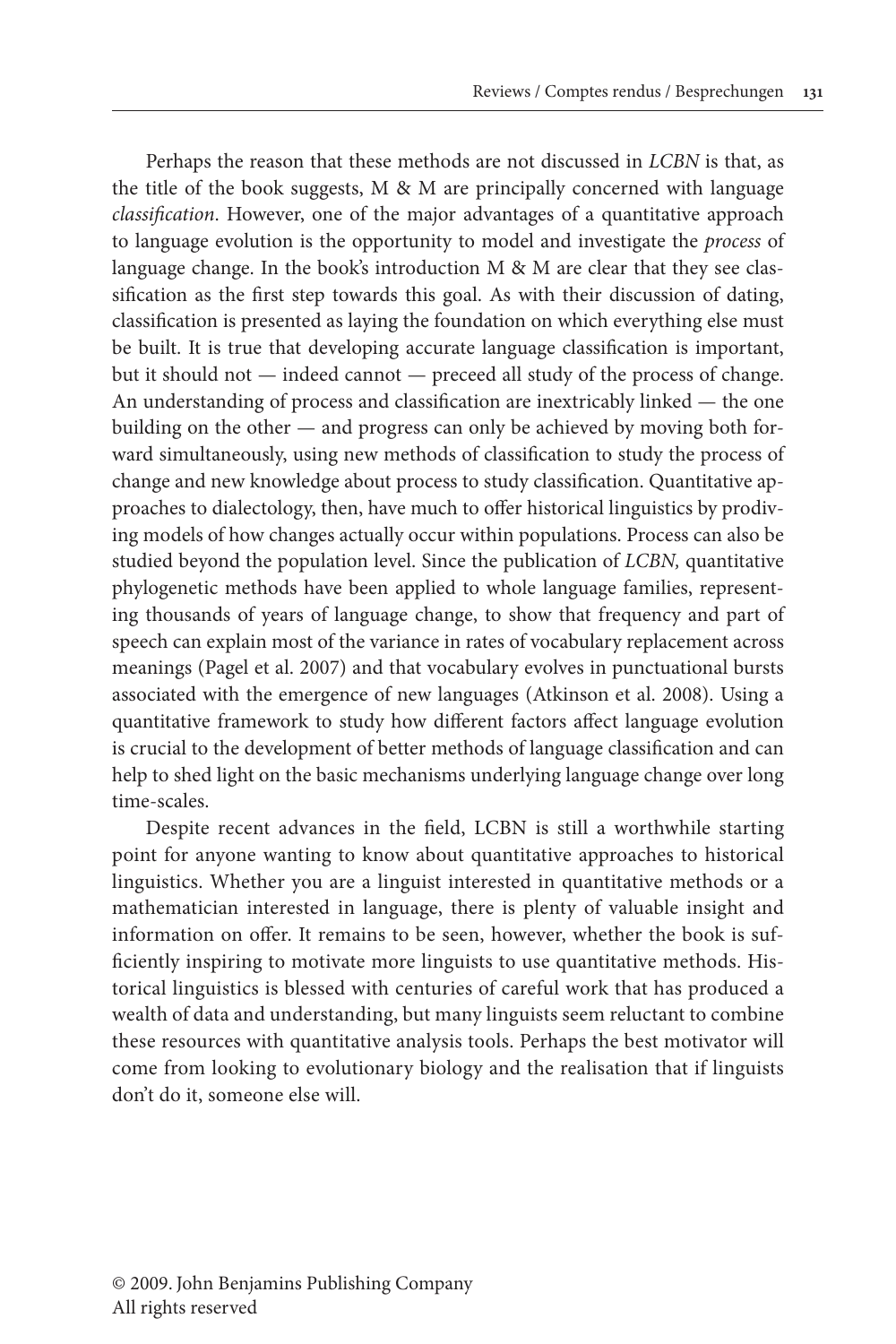Perhaps the reason that these methods are not discussed in *LCBN* is that, as the title of the book suggests, M & M are principally concerned with language *classification*. However, one of the major advantages of a quantitative approach to language evolution is the opportunity to model and investigate the *process* of language change. In the book's introduction M & M are clear that they see classification as the first step towards this goal. As with their discussion of dating, classification is presented as laying the foundation on which everything else must be built. It is true that developing accurate language classification is important, but it should not — indeed cannot — preceed all study of the process of change. An understanding of process and classification are inextricably linked — the one building on the other — and progress can only be achieved by moving both forward simultaneously, using new methods of classification to study the process of change and new knowledge about process to study classification. Quantitative approaches to dialectology, then, have much to offer historical linguistics by prodiving models of how changes actually occur within populations. Process can also be studied beyond the population level. Since the publication of *LCBN,* quantitative phylogenetic methods have been applied to whole language families, representing thousands of years of language change, to show that frequency and part of speech can explain most of the variance in rates of vocabulary replacement across meanings (Pagel et al. 2007) and that vocabulary evolves in punctuational bursts associated with the emergence of new languages (Atkinson et al. 2008). Using a quantitative framework to study how different factors affect language evolution is crucial to the development of better methods of language classification and can help to shed light on the basic mechanisms underlying language change over long time-scales.

Despite recent advances in the field, LCBN is still a worthwhile starting point for anyone wanting to know about quantitative approaches to historical linguistics. Whether you are a linguist interested in quantitative methods or a mathematician interested in language, there is plenty of valuable insight and information on offer. It remains to be seen, however, whether the book is sufficiently inspiring to motivate more linguists to use quantitative methods. Historical linguistics is blessed with centuries of careful work that has produced a wealth of data and understanding, but many linguists seem reluctant to combine these resources with quantitative analysis tools. Perhaps the best motivator will come from looking to evolutionary biology and the realisation that if linguists don't do it, someone else will.

© 2009. John Benjamins Publishing Company
All rights reserved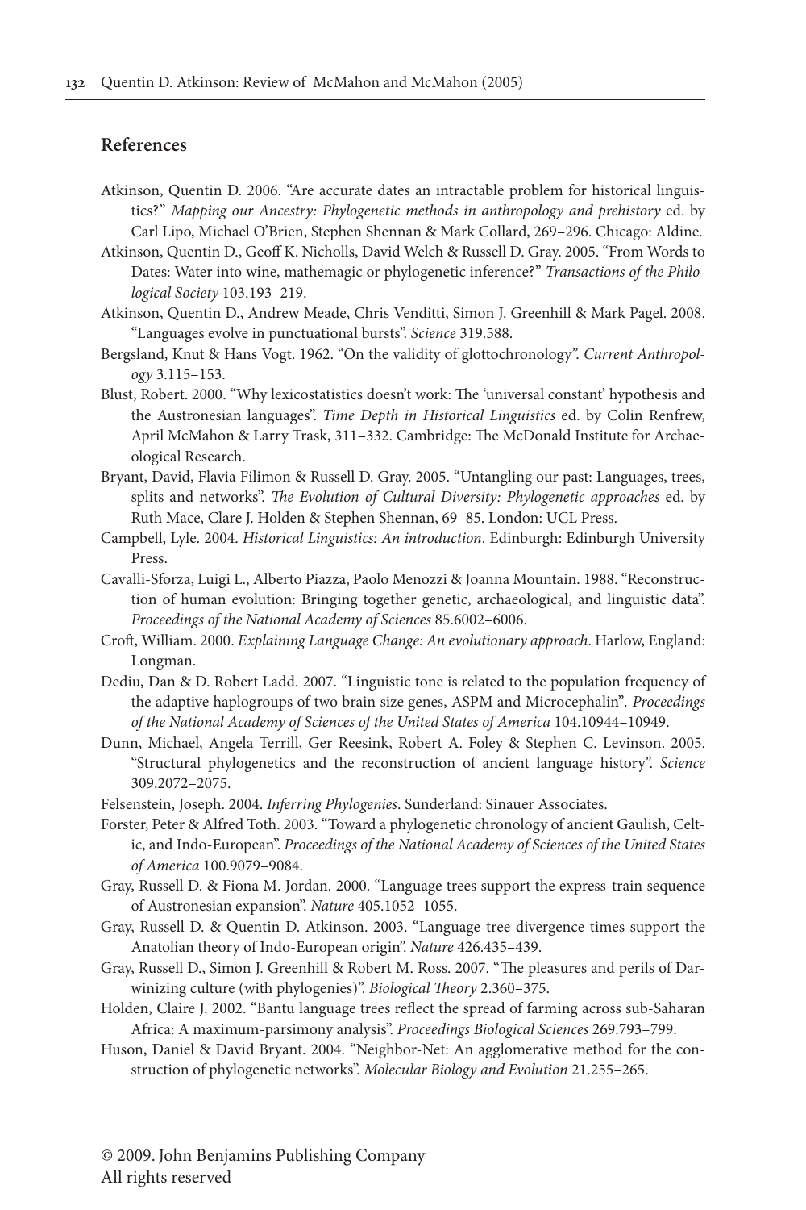## References

Atkinson, Quentin D. 2006. "Are accurate dates an intractable problem for historical linguistics?" *Mapping our Ancestry: Phylogenetic methods in anthropology and prehistory* ed. by Carl Lipo, Michael O'Brien, Stephen Shennan & Mark Collard, 269–296. Chicago: Aldine.

Atkinson, Quentin D., Geoff K. Nicholls, David Welch & Russell D. Gray. 2005. "From Words to Dates: Water into wine, mathemagic or phylogenetic inference?" *Transactions of the Philological Society* 103.193–219.

Atkinson, Quentin D., Andrew Meade, Chris Venditti, Simon J. Greenhill & Mark Pagel. 2008. "Languages evolve in punctuational bursts". *Science* 319.588.

Bergsland, Knut & Hans Vogt. 1962. "On the validity of glottochronology". *Current Anthropology* 3.115–153.

Blust, Robert. 2000. "Why lexicostatistics doesn't work: The 'universal constant' hypothesis and the Austronesian languages". *Time Depth in Historical Linguistics* ed. by Colin Renfrew, April McMahon & Larry Trask, 311–332. Cambridge: The McDonald Institute for Archaeological Research.

Bryant, David, Flavia Filimon & Russell D. Gray. 2005. "Untangling our past: Languages, trees, splits and networks". *The Evolution of Cultural Diversity: Phylogenetic approaches* ed. by Ruth Mace, Clare J. Holden & Stephen Shennan, 69–85. London: UCL Press.

Campbell, Lyle. 2004. *Historical Linguistics: An introduction*. Edinburgh: Edinburgh University Press.

Cavalli-Sforza, Luigi L., Alberto Piazza, Paolo Menozzi & Joanna Mountain. 1988. "Reconstruction of human evolution: Bringing together genetic, archaeological, and linguistic data". *Proceedings of the National Academy of Sciences* 85.6002–6006.

Croft, William. 2000. *Explaining Language Change: An evolutionary approach*. Harlow, England: Longman.

Dediu, Dan & D. Robert Ladd. 2007. "Linguistic tone is related to the population frequency of the adaptive haplogroups of two brain size genes, ASPM and Microcephalin". *Proceedings of the National Academy of Sciences of the United States of America* 104.10944–10949.

Dunn, Michael, Angela Terrill, Ger Reesink, Robert A. Foley & Stephen C. Levinson. 2005. "Structural phylogenetics and the reconstruction of ancient language history". *Science* 309.2072–2075.

Felsenstein, Joseph. 2004. *Inferring Phylogenies*. Sunderland: Sinauer Associates.

Forster, Peter & Alfred Toth. 2003. "Toward a phylogenetic chronology of ancient Gaulish, Celtic, and Indo-European". *Proceedings of the National Academy of Sciences of the United States of America* 100.9079–9084.

Gray, Russell D. & Fiona M. Jordan. 2000. "Language trees support the express-train sequence of Austronesian expansion". *Nature* 405.1052–1055.

Gray, Russell D. & Quentin D. Atkinson. 2003. "Language-tree divergence times support the Anatolian theory of Indo-European origin". *Nature* 426.435–439.

Gray, Russell D., Simon J. Greenhill & Robert M. Ross. 2007. "The pleasures and perils of Darwinizing culture (with phylogenies)". *Biological Theory* 2.360–375.

Holden, Claire J. 2002. "Bantu language trees reflect the spread of farming across sub-Saharan Africa: A maximum-parsimony analysis". *Proceedings Biological Sciences* 269.793–799.

Huson, Daniel & David Bryant. 2004. "Neighbor-Net: An agglomerative method for the construction of phylogenetic networks". *Molecular Biology and Evolution* 21.255–265.

© 2009. John Benjamins Publishing Company
All rights reserved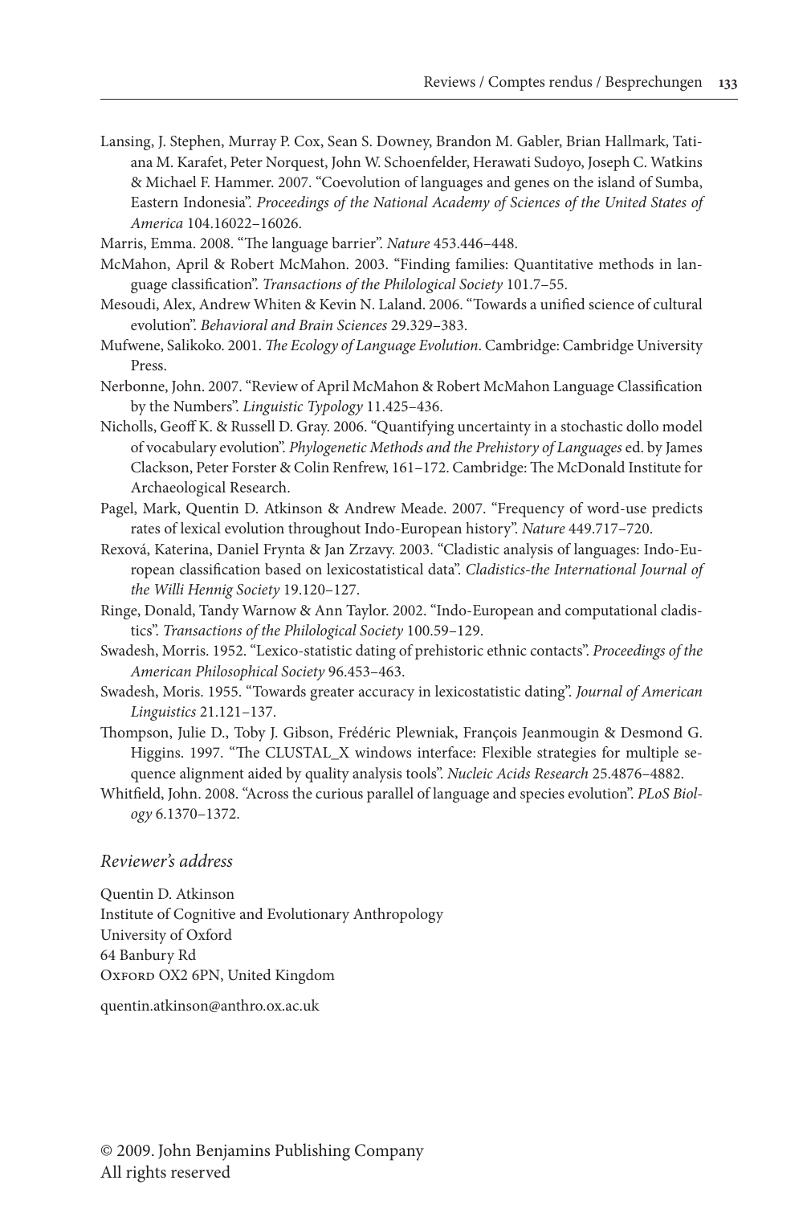Lansing, J. Stephen, Murray P. Cox, Sean S. Downey, Brandon M. Gabler, Brian Hallmark, Tatiana M. Karafet, Peter Norquest, John W. Schoenfelder, Herawati Sudoyo, Joseph C. Watkins & Michael F. Hammer. 2007. "Coevolution of languages and genes on the island of Sumba, Eastern Indonesia". *Proceedings of the National Academy of Sciences of the United States of America* 104.16022–16026.

Marris, Emma. 2008. "The language barrier". *Nature* 453.446–448.

McMahon, April & Robert McMahon. 2003. "Finding families: Quantitative methods in language classification". *Transactions of the Philological Society* 101.7–55.

Mesoudi, Alex, Andrew Whiten & Kevin N. Laland. 2006. "Towards a unified science of cultural evolution". *Behavioral and Brain Sciences* 29.329–383.

Mufwene, Salikoko. 2001. *The Ecology of Language Evolution*. Cambridge: Cambridge University Press.

Nerbonne, John. 2007. "Review of April McMahon & Robert McMahon Language Classification by the Numbers". *Linguistic Typology* 11.425–436.

Nicholls, Geoff K. & Russell D. Gray. 2006. "Quantifying uncertainty in a stochastic dollo model of vocabulary evolution". *Phylogenetic Methods and the Prehistory of Languages* ed. by James Clackson, Peter Forster & Colin Renfrew, 161–172. Cambridge: The McDonald Institute for Archaeological Research.

Pagel, Mark, Quentin D. Atkinson & Andrew Meade. 2007. "Frequency of word-use predicts rates of lexical evolution throughout Indo-European history". *Nature* 449.717–720.

Rexová, Katerina, Daniel Frynta & Jan Zrzavy. 2003. "Cladistic analysis of languages: Indo-European classification based on lexicostatistical data". *Cladistics-the International Journal of the Willi Hennig Society* 19.120–127.

Ringe, Donald, Tandy Warnow & Ann Taylor. 2002. "Indo-European and computational cladistics". *Transactions of the Philological Society* 100.59–129.

Swadesh, Morris. 1952. "Lexico-statistic dating of prehistoric ethnic contacts". *Proceedings of the American Philosophical Society* 96.453–463.

Swadesh, Moris. 1955. "Towards greater accuracy in lexicostatistic dating". *Journal of American Linguistics* 21.121–137.

Thompson, Julie D., Toby J. Gibson, Frédéric Plewniak, François Jeanmougin & Desmond G. Higgins. 1997. "The CLUSTAL_X windows interface: Flexible strategies for multiple sequence alignment aided by quality analysis tools". *Nucleic Acids Research* 25.4876–4882.

Whitfield, John. 2008. "Across the curious parallel of language and species evolution". *PLoS Biology* 6.1370–1372.

### *Reviewer's address*

Quentin D. Atkinson
Institute of Cognitive and Evolutionary Anthropology
University of Oxford
64 Banbury Rd
Oxford OX2 6PN, United Kingdom

quentin.atkinson@anthro.ox.ac.uk

© 2009. John Benjamins Publishing Company
All rights reserved